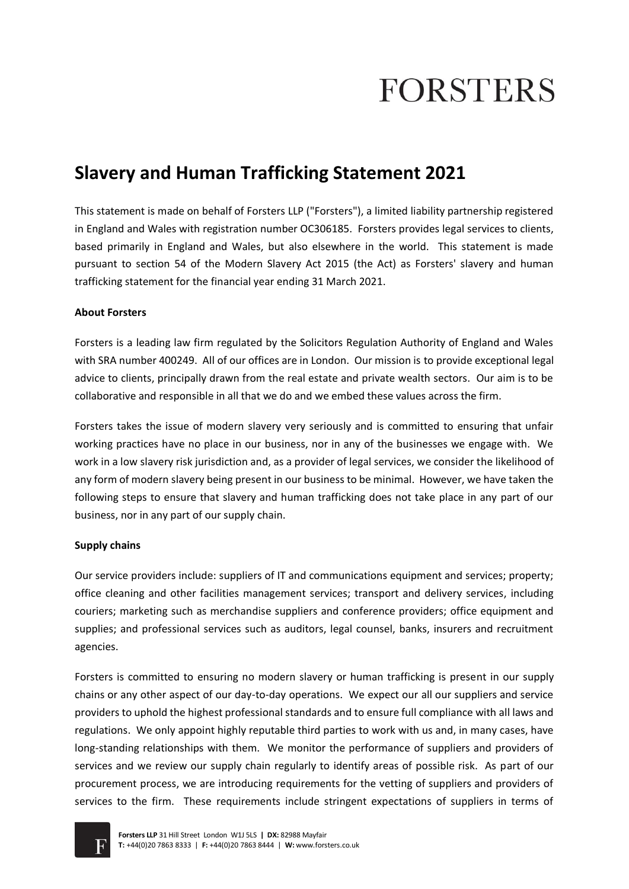# FORSTERS

## Slavery and Human Trafficking Statement 2021

This statement is made on behalf of Forsters LLP ("Forsters"), a limited liability partnership registered in England and Wales with registration number OC306185. Forsters provides legal services to clients, based primarily in England and Wales, but also elsewhere in the world. This statement is made pursuant to section 54 of the Modern Slavery Act 2015 (the Act) as Forsters' slavery and human trafficking statement for the financial year ending 31 March 2021.

**About Forsters**

Forsters is a leading law firm regulated by the Solicitors Regulation Authority of England and Wales with SRA number 400249. All of our offices are in London. Our mission is to provide exceptional legal advice to clients, principally drawn from the real estate and private wealth sectors. Our aim is to be collaborative and responsible in all that we do and we embed these values across the firm.

Forsters takes the issue of modern slavery very seriously and is committed to ensuring that unfair working practices have no place in our business, nor in any of the businesses we engage with. We work in a low slavery risk jurisdiction and, as a provider of legal services, we consider the likelihood of any form of modern slavery being present in our business to be minimal. However, we have taken the following steps to ensure that slavery and human trafficking does not take place in any part of our business, nor in any part of our supply chain.

**Supply chains**

Our service providers include: suppliers of IT and communications equipment and services; property; office cleaning and other facilities management services; transport and delivery services, including couriers; marketing such as merchandise suppliers and conference providers; office equipment and supplies; and professional services such as auditors, legal counsel, banks, insurers and recruitment agencies.

Forsters is committed to ensuring no modern slavery or human trafficking is present in our supply chains or any other aspect of our day-to-day operations. We expect our all our suppliers and service providers to uphold the highest professional standards and to ensure full compliance with all laws and regulations. We only appoint highly reputable third parties to work with us and, in many cases, have long-standing relationships with them. We monitor the performance of suppliers and providers of services and we review our supply chain regularly to identify areas of possible risk. As part of our procurement process, we are introducing requirements for the vetting of suppliers and providers of services to the firm. These requirements include stringent expectations of suppliers in terms of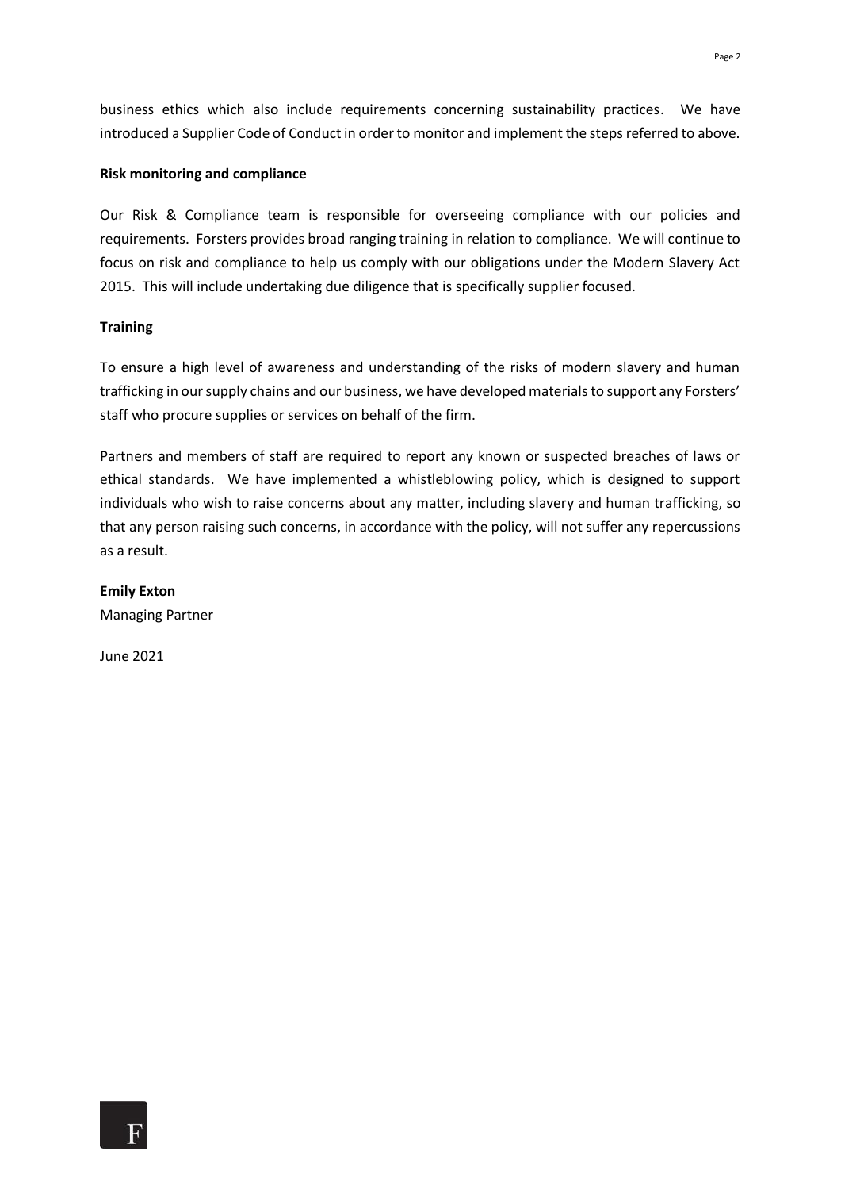business ethics which also include requirements concerning sustainability practices. We have introduced a Supplier Code of Conduct in order to monitor and implement the steps referred to above.

**Risk monitoring and compliance**

Our Risk & Compliance team is responsible for overseeing compliance with our policies and requirements. Forsters provides broad ranging training in relation to compliance. We will continue to focus on risk and compliance to help us comply with our obligations under the Modern Slavery Act 2015. This will include undertaking due diligence that is specifically supplier focused.

**Training**

To ensure a high level of awareness and understanding of the risks of modern slavery and human trafficking in our supply chains and our business, we have developed materials to support any Forsters' staff who procure supplies or services on behalf of the firm.

Partners and members of staff are required to report any known or suspected breaches of laws or ethical standards. We have implemented a whistleblowing policy, which is designed to support individuals who wish to raise concerns about any matter, including slavery and human trafficking, so that any person raising such concerns, in accordance with the policy, will not suffer any repercussions as a result.

**Emily Exton**
Managing Partner

June 2021